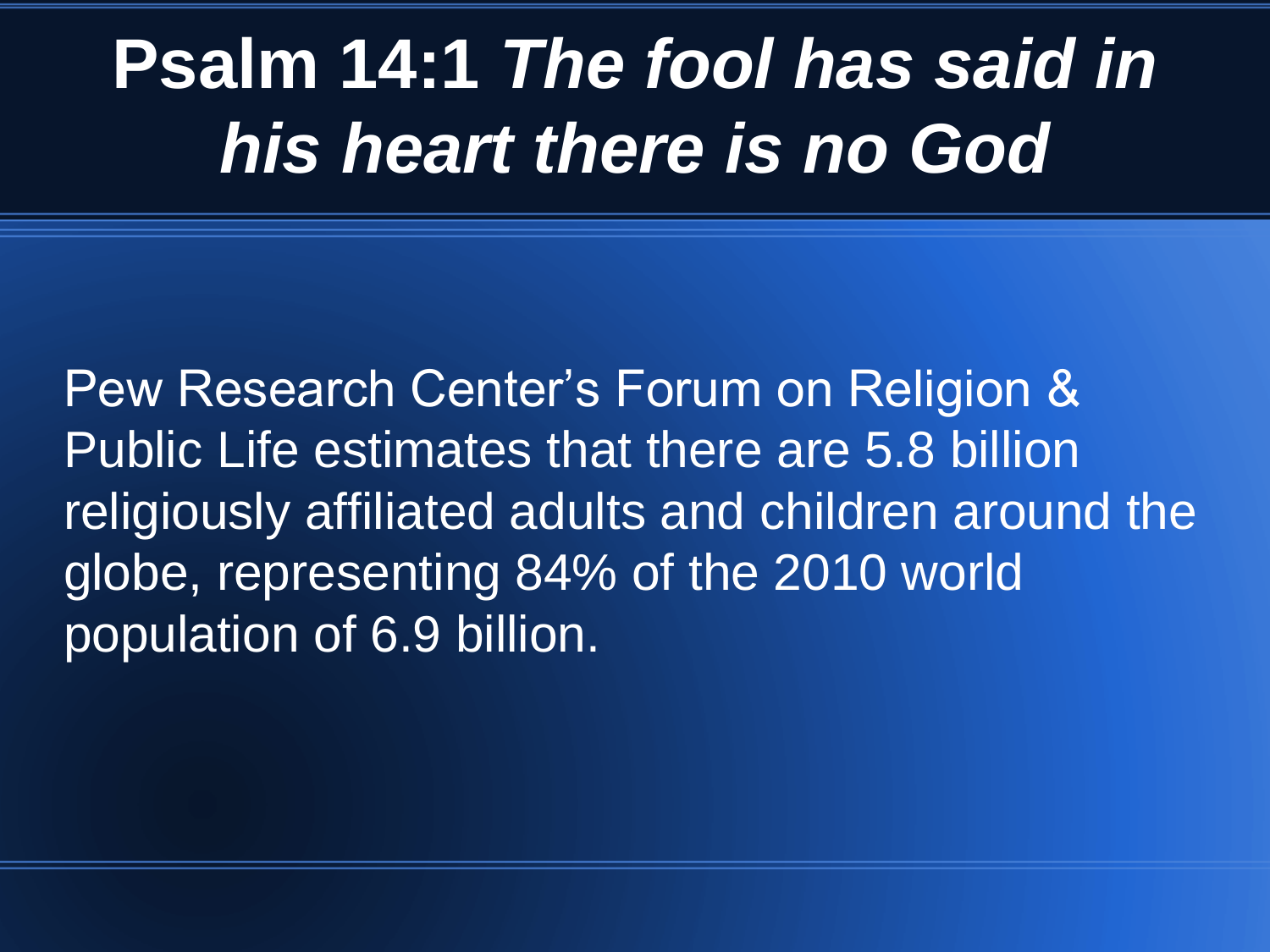# **Psalm 14:1** ***The fool has said in his heart there is no God***

Pew Research Center's Forum on Religion & Public Life estimates that there are 5.8 billion religiously affiliated adults and children around the globe, representing 84% of the 2010 world population of 6.9 billion.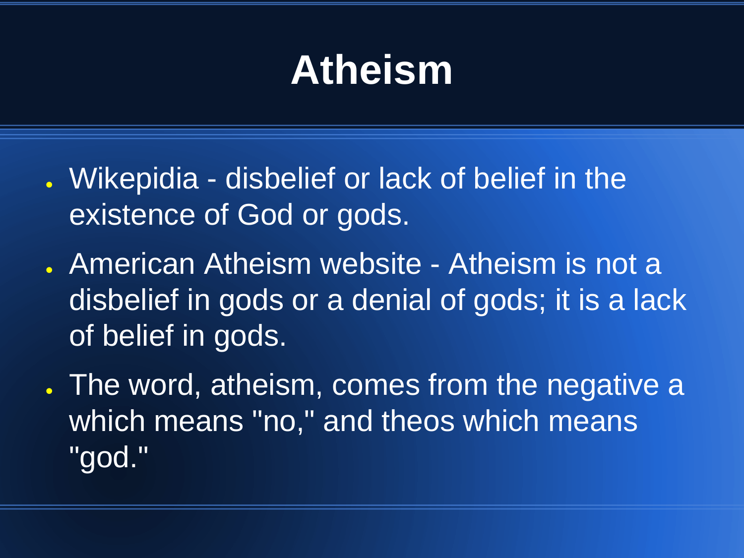# Atheism

- Wikepidia - disbelief or lack of belief in the existence of God or gods.
- American Atheism website - Atheism is not a disbelief in gods or a denial of gods; it is a lack of belief in gods.
- The word, atheism, comes from the negative a which means "no," and theos which means "god."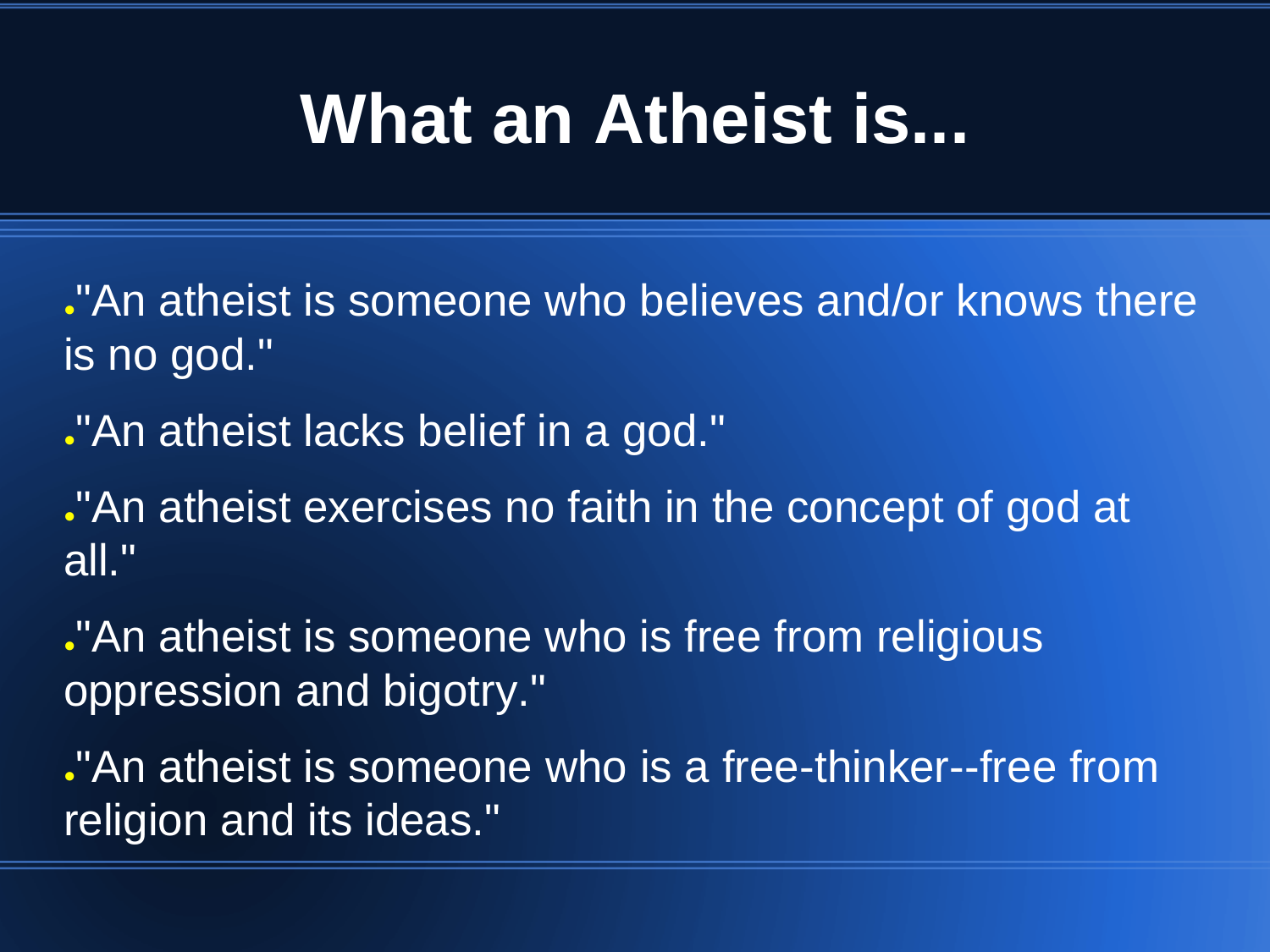# What an Atheist is...

- "An atheist is someone who believes and/or knows there is no god."
- "An atheist lacks belief in a god."
- "An atheist exercises no faith in the concept of god at all."
- "An atheist is someone who is free from religious oppression and bigotry."
- "An atheist is someone who is a free-thinker--free from religion and its ideas."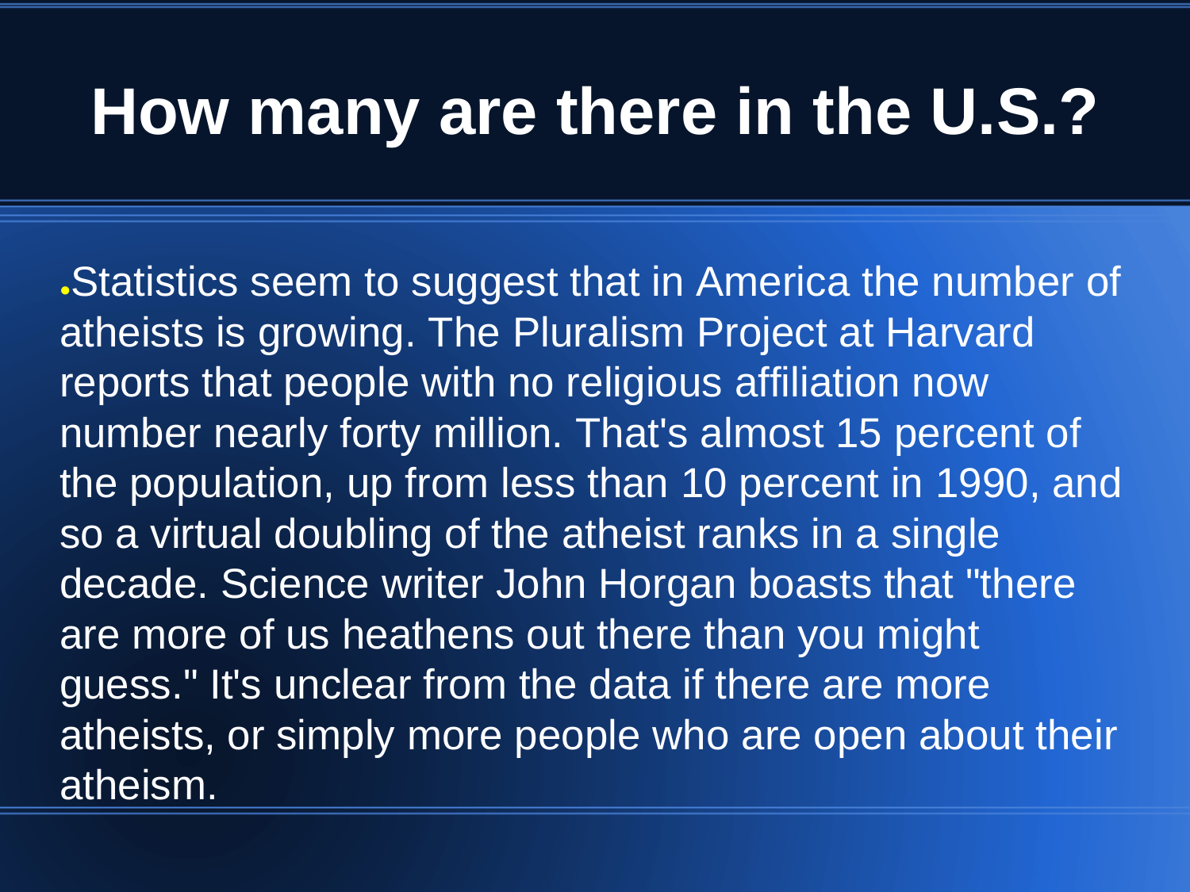# How many are there in the U.S.?

- Statistics seem to suggest that in America the number of atheists is growing. The Pluralism Project at Harvard reports that people with no religious affiliation now number nearly forty million. That's almost 15 percent of the population, up from less than 10 percent in 1990, and so a virtual doubling of the atheist ranks in a single decade. Science writer John Horgan boasts that "there are more of us heathens out there than you might guess." It's unclear from the data if there are more atheists, or simply more people who are open about their atheism.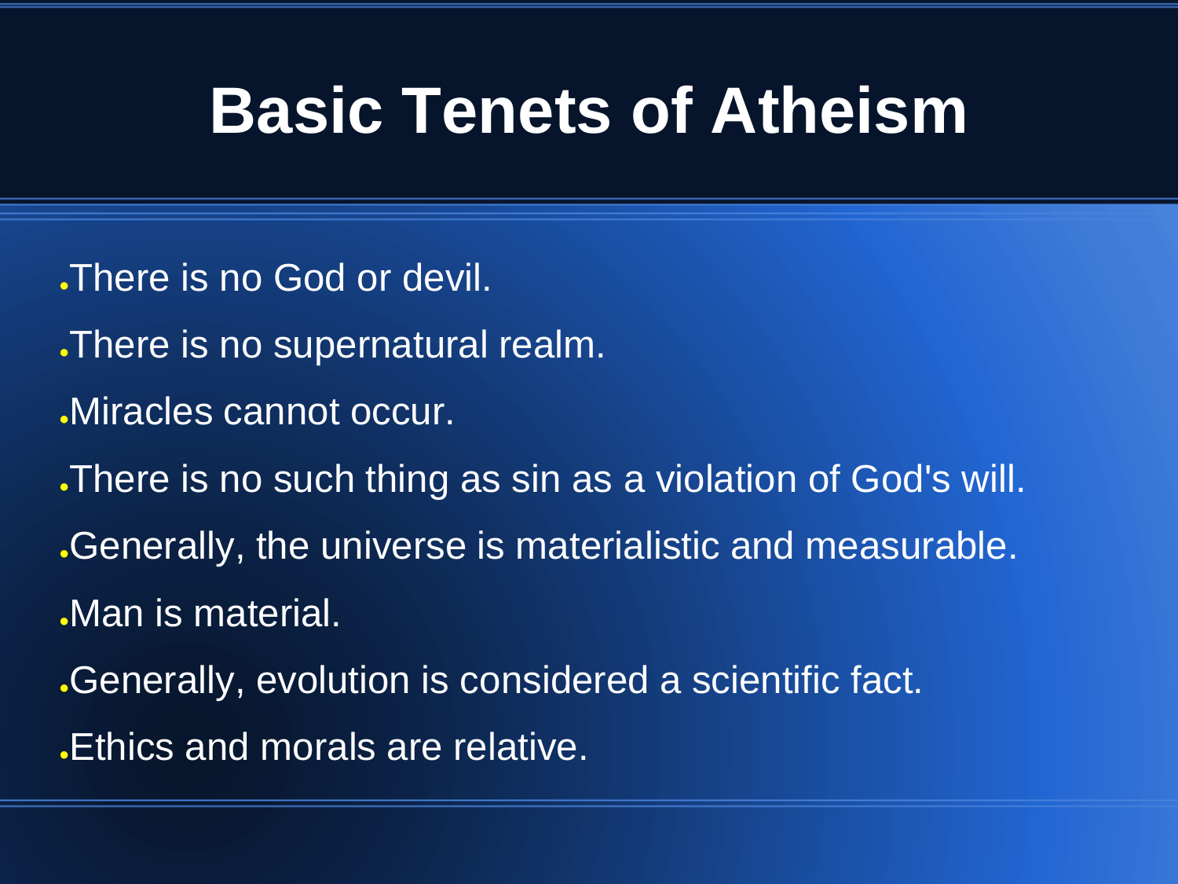# Basic Tenets of Atheism

- There is no God or devil.
- There is no supernatural realm.
- Miracles cannot occur.
- There is no such thing as sin as a violation of God's will.
- Generally, the universe is materialistic and measurable.
- Man is material.
- Generally, evolution is considered a scientific fact.
- Ethics and morals are relative.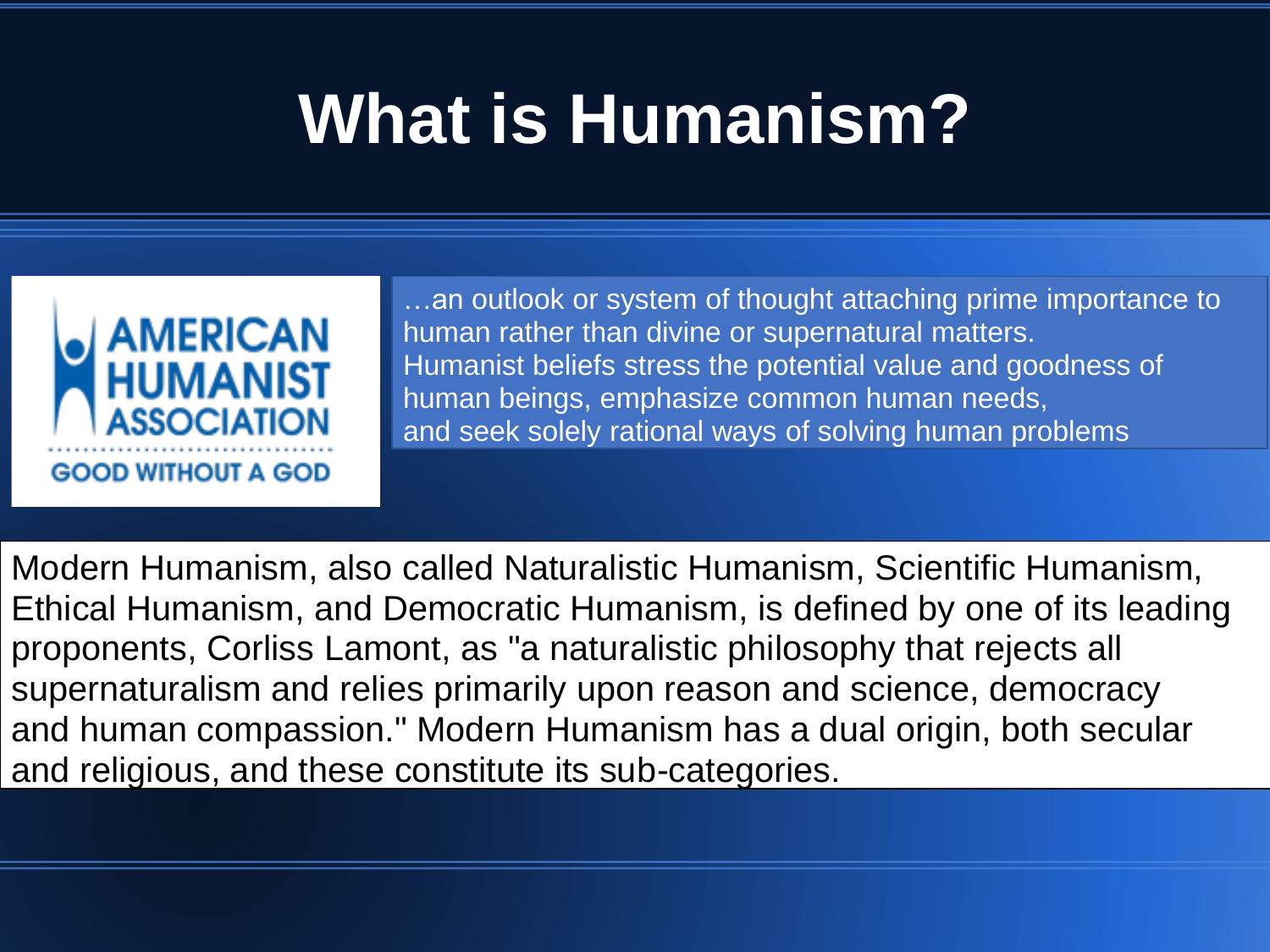# What is Humanism?

AMERICAN HUMANIST ASSOCIATION

GOOD WITHOUT A GOD

…an outlook or system of thought attaching prime importance to human rather than divine or supernatural matters. Humanist beliefs stress the potential value and goodness of human beings, emphasize common human needs, and seek solely rational ways of solving human problems

Modern Humanism, also called Naturalistic Humanism, Scientific Humanism, Ethical Humanism, and Democratic Humanism, is defined by one of its leading proponents, Corliss Lamont, as "a naturalistic philosophy that rejects all supernaturalism and relies primarily upon reason and science, democracy and human compassion." Modern Humanism has a dual origin, both secular and religious, and these constitute its sub-categories.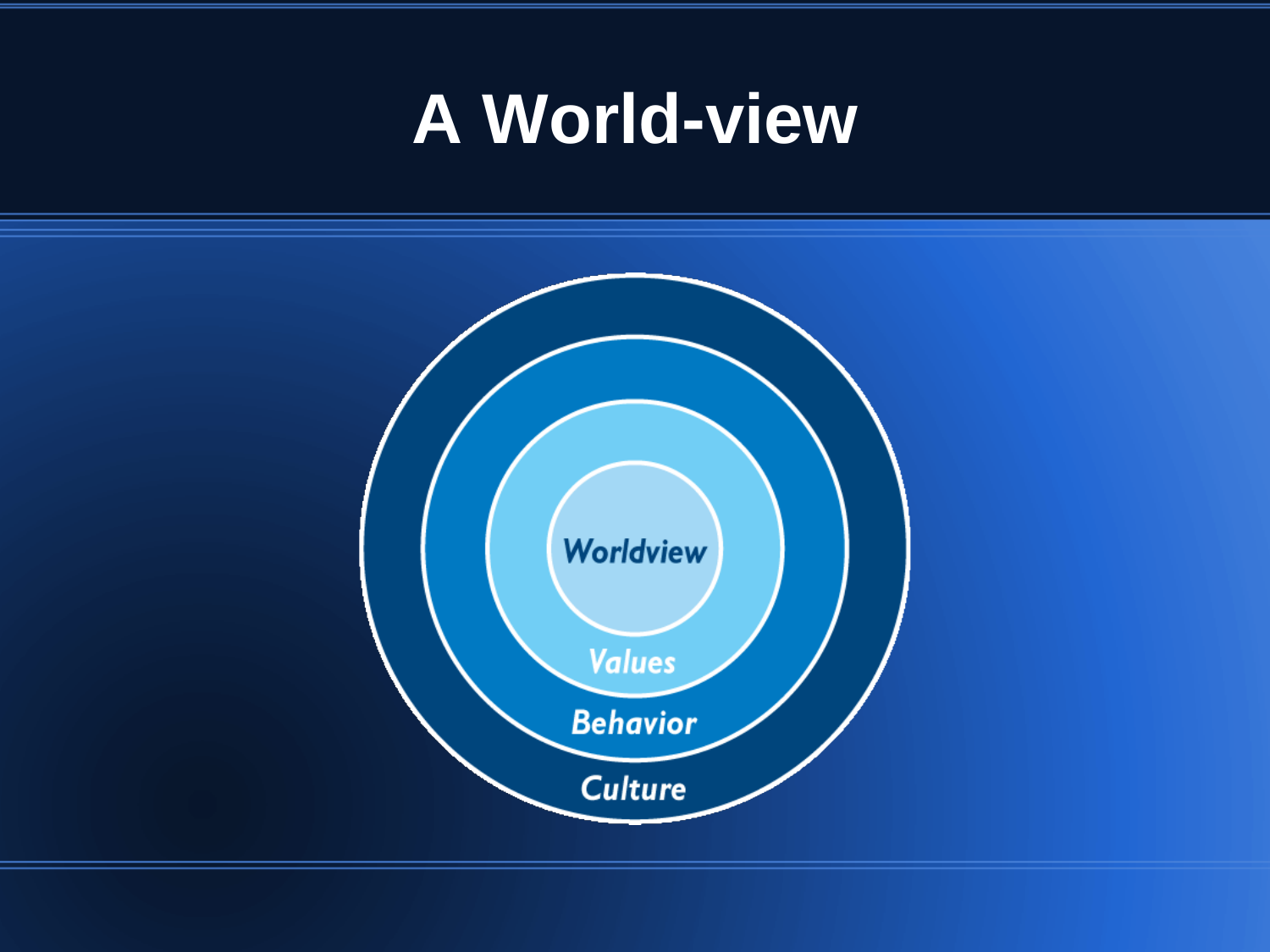# A World-view

Worldview

Values

Behavior

Culture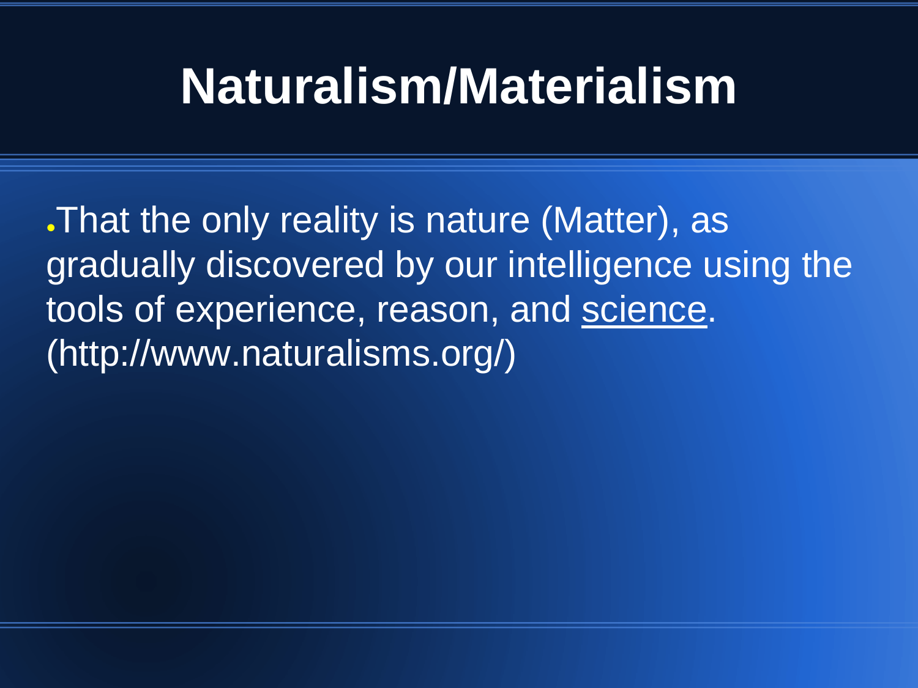# Naturalism/Materialism

- That the only reality is nature (Matter), as gradually discovered by our intelligence using the tools of experience, reason, and science. (http://www.naturalisms.org/)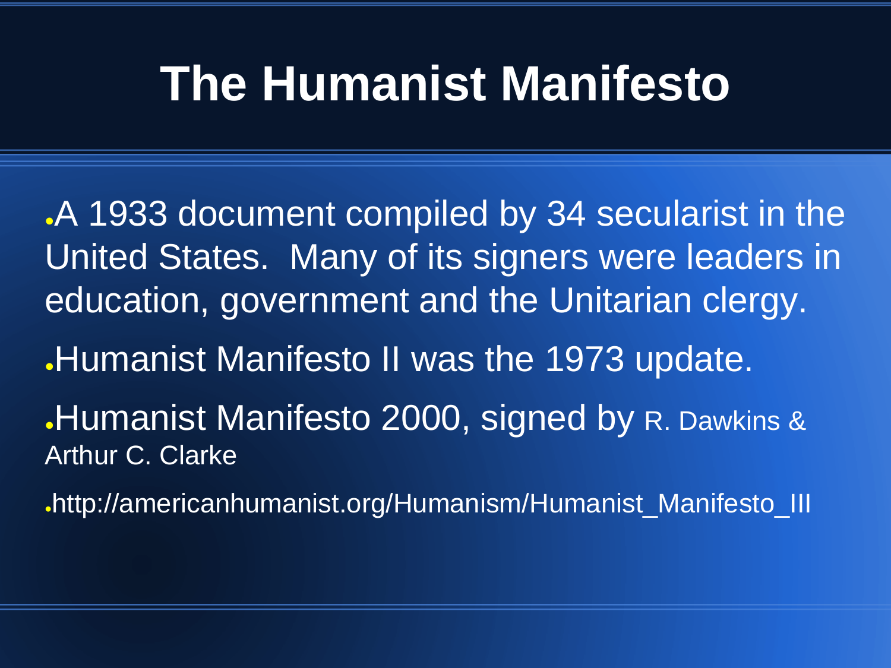# The Humanist Manifesto

- A 1933 document compiled by 34 secularist in the United States. Many of its signers were leaders in education, government and the Unitarian clergy.
- Humanist Manifesto II was the 1973 update.
- Humanist Manifesto 2000, signed by R. Dawkins & Arthur C. Clarke
- http://americanhumanist.org/Humanism/Humanist_Manifesto_III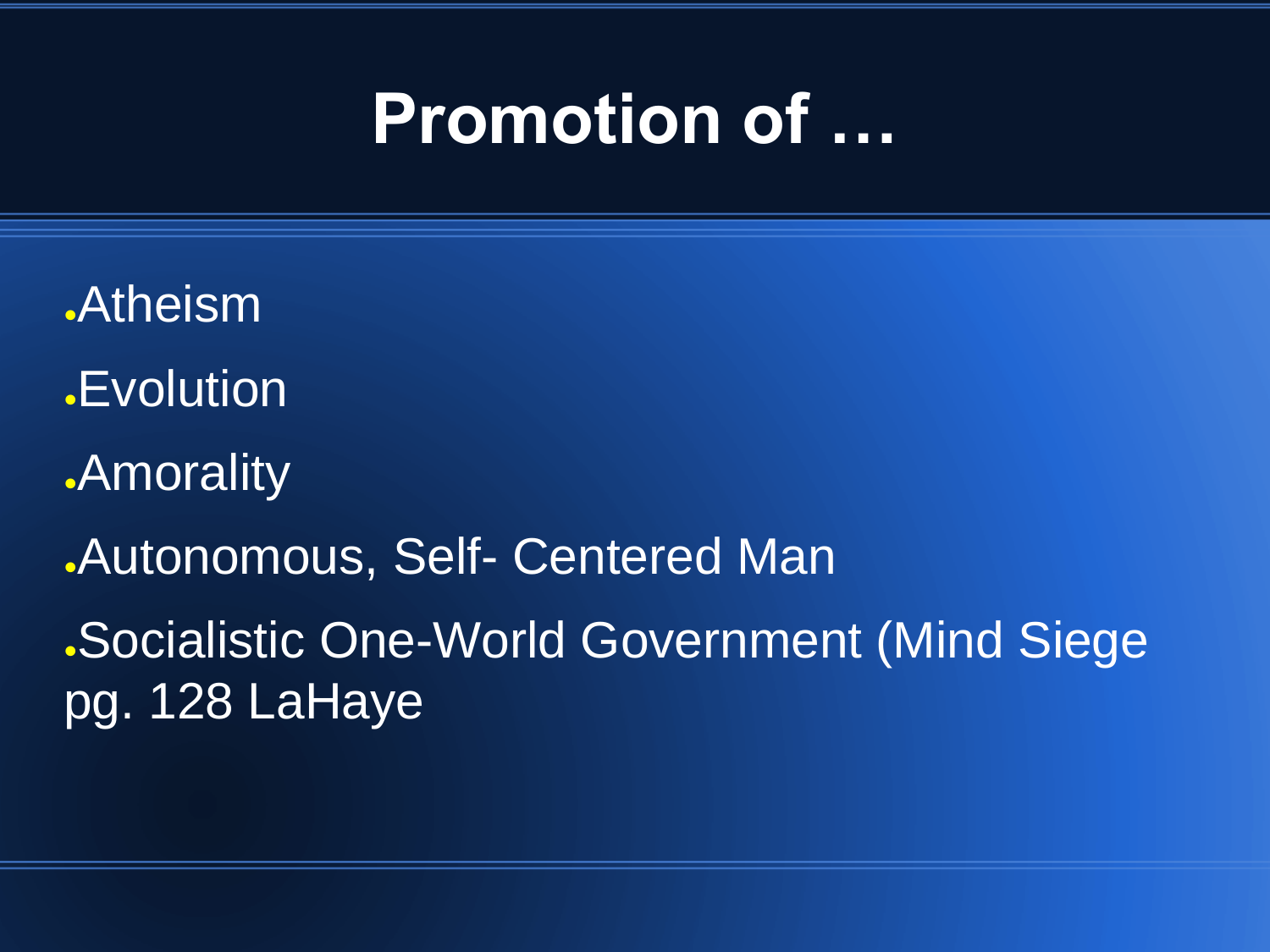# Promotion of …

- Atheism
- Evolution
- Amorality
- Autonomous, Self- Centered Man
- Socialistic One-World Government (Mind Siege pg. 128 LaHaye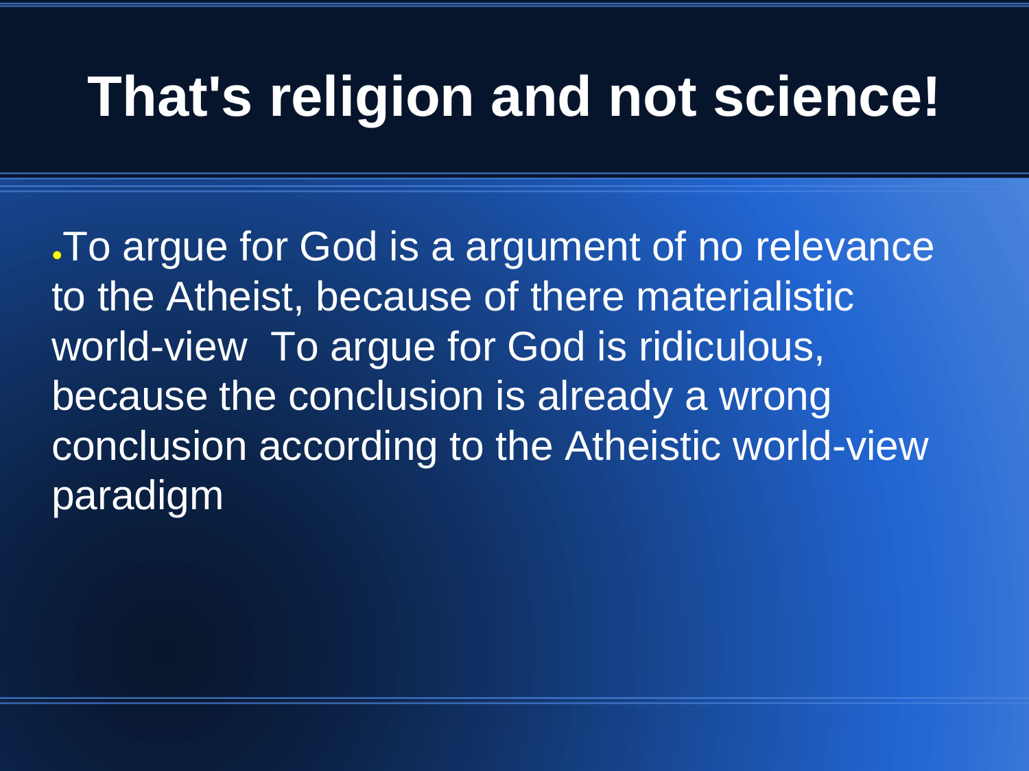# That's religion and not science!

- To argue for God is a argument of no relevance to the Atheist, because of there materialistic world-view  To argue for God is ridiculous, because the conclusion is already a wrong conclusion according to the Atheistic world-view paradigm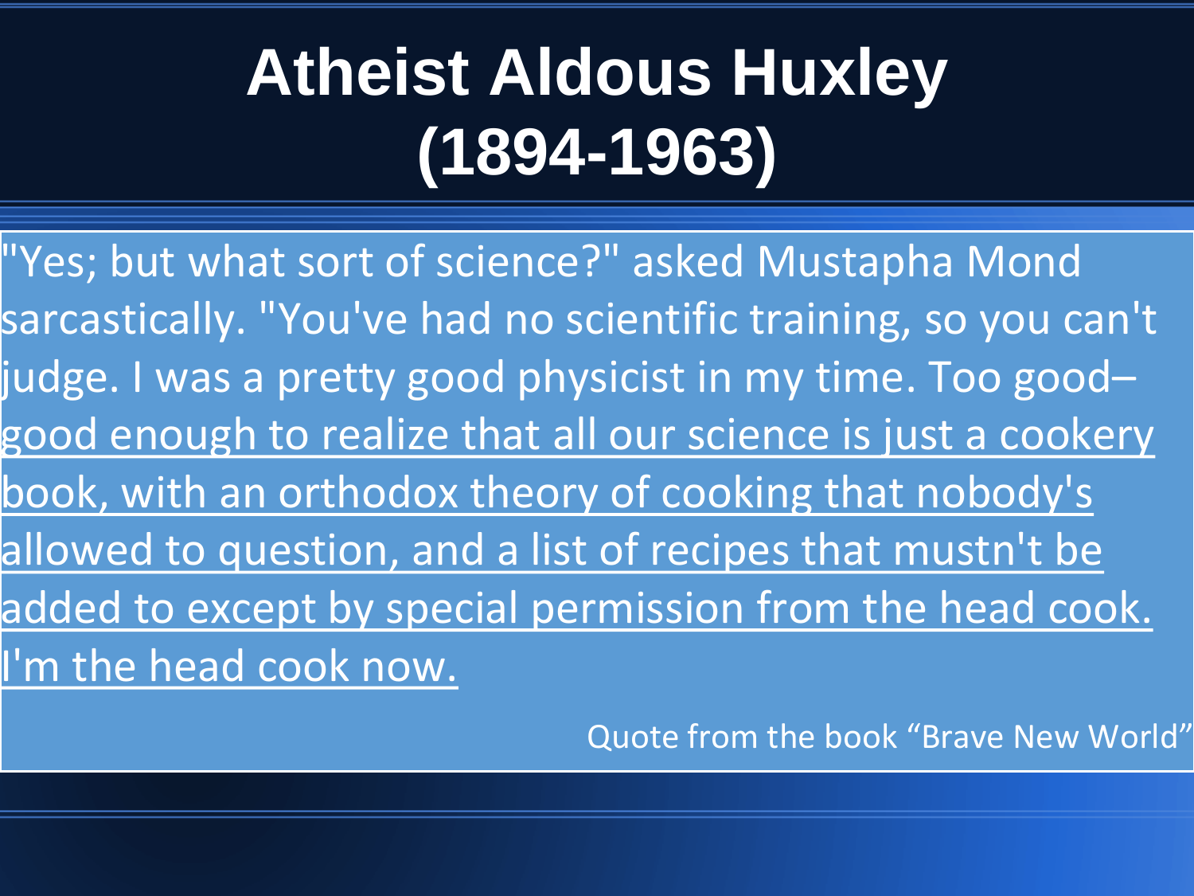# Atheist Aldous Huxley (1894-1963)

"Yes; but what sort of science?" asked Mustapha Mond sarcastically. "You've had no scientific training, so you can't judge. I was a pretty good physicist in my time. Too good– <u>good enough to realize that all our science is just a cookery book, with an orthodox theory of cooking that nobody's allowed to question, and a list of recipes that mustn't be added to except by special permission from the head cook. I'm the head cook now.</u>

Quote from the book "Brave New World"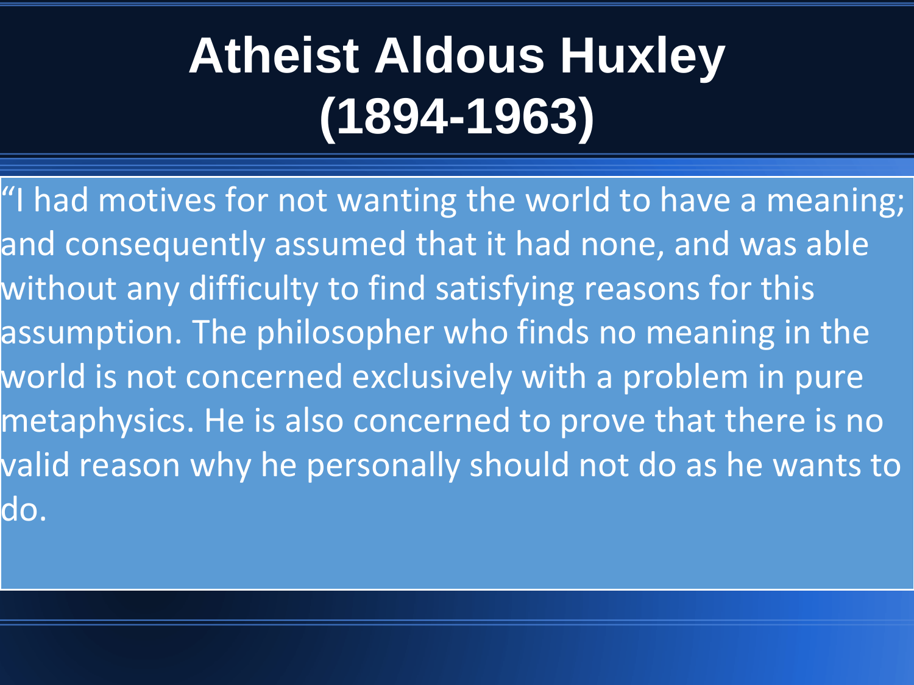# Atheist Aldous Huxley (1894-1963)

“I had motives for not wanting the world to have a meaning; and consequently assumed that it had none, and was able without any difficulty to find satisfying reasons for this assumption. The philosopher who finds no meaning in the world is not concerned exclusively with a problem in pure metaphysics. He is also concerned to prove that there is no valid reason why he personally should not do as he wants to do.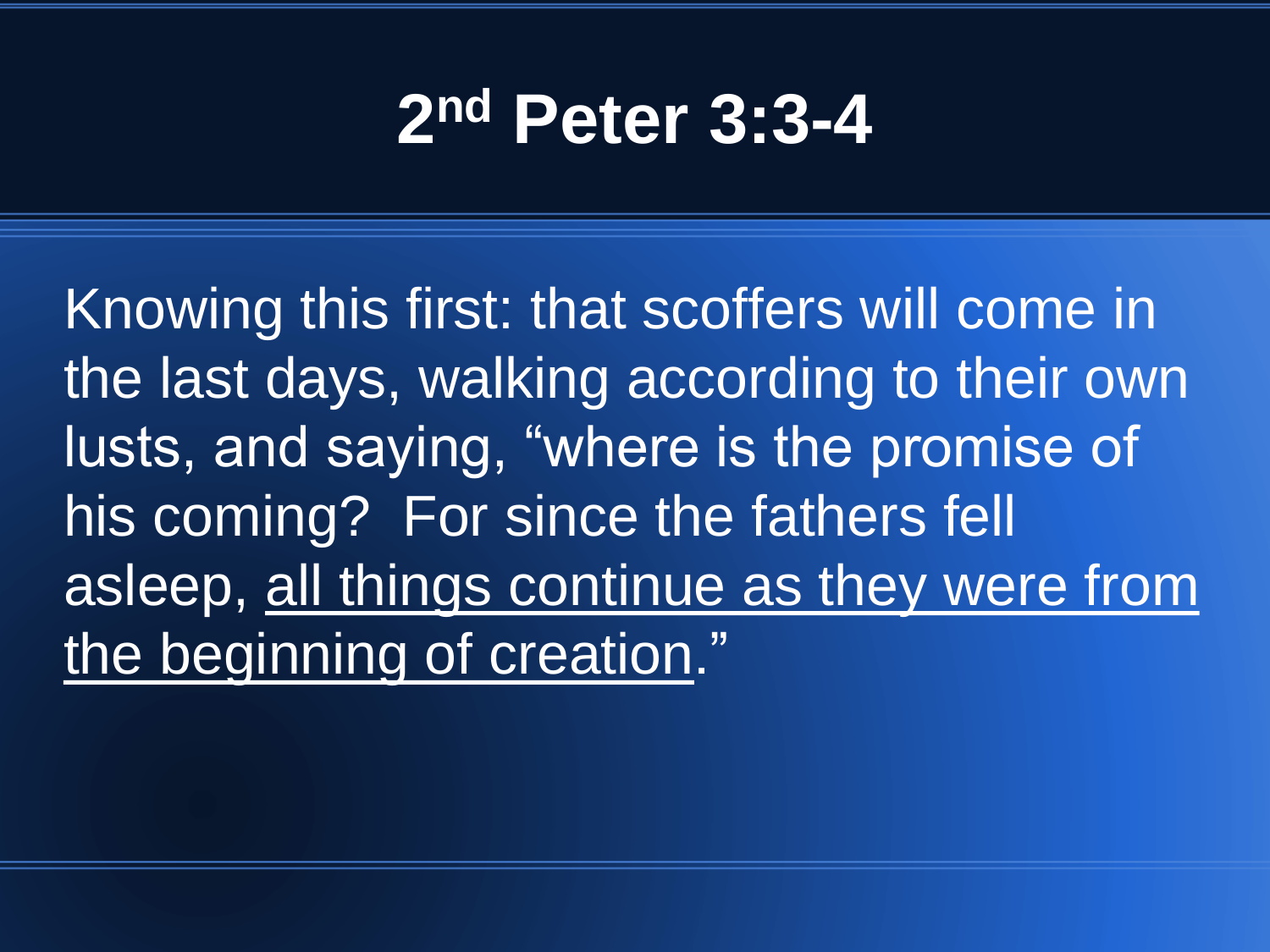# 2nd Peter 3:3-4

Knowing this first: that scoffers will come in the last days, walking according to their own lusts, and saying, "where is the promise of his coming? For since the fathers fell asleep, <u>all things continue as they were from the beginning of creation</u>."